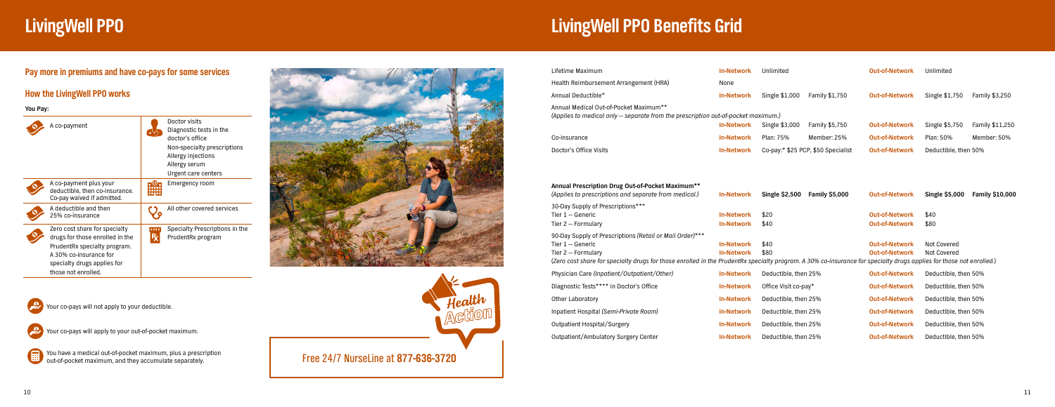# LivingWell PPO

## Pay more in premiums and have co-pays for some services

### How the LivingWell PPO works

**You Pay:**

| You Pay | For |
|---|---|
| A co-payment | Doctor visits; Diagnostic tests in the doctor's office; Non-specialty prescriptions; Allergy injections; Allergy serum; Urgent care centers |
| A co-payment plus your deductible, then co-insurance. Co-pay waived if admitted. | Emergency room |
| A deductible and then 25% co-insurance | All other covered services |
| Zero cost share for specialty drugs for those enrolled in the PrudentRx specialty program. A 30% co-insurance for specialty drugs applies for those not enrolled. | Specialty Prescriptions in the PrudentRx program |

Your co-pays will not apply to your deductible.

Your co-pays will apply to your out-of-pocket maximum.

You have a medical out-of-pocket maximum, plus a prescription out-of-pocket maximum, and they accumulate separately.

Health Action

Free 24/7 NurseLine at **877-636-3720**

# LivingWell PPO Benefits Grid

| | | | | | | |
|---|---|---|---|---|---|---|
| Lifetime Maximum | In-Network | Unlimited | | Out-of-Network | Unlimited | |
| Health Reimbursement Arrangement (HRA) | None | | | | | |
| Annual Deductible* | In-Network | Single $1,000 | Family $1,750 | Out-of-Network | Single $1,750 | Family $3,250 |
| Annual Medical Out-of-Pocket Maximum** *(Applies to medical only — separate from the prescription out-of-pocket maximum.)* | In-Network | Single $3,000 | Family $5,750 | Out-of-Network | Single $5,750 | Family $11,250 |
| Co-insurance | In-Network | Plan: 75% | Member: 25% | Out-of-Network | Plan: 50% | Member: 50% |
| Doctor's Office Visits | In-Network | Co-pay:* $25 PCP, $50 Specialist | | Out-of-Network | Deductible, then 50% | |

| | | | | | | |
|---|---|---|---|---|---|---|
| **Annual Prescription Drug Out-of-Pocket Maximum**** *(Applies to prescriptions and separate from medical.)* | In-Network | **Single $2,500** | **Family $5,000** | Out-of-Network | **Single $5,000** | **Family $10,000** |
| 30-Day Supply of Prescriptions*** | | | | | | |
| Tier 1 — Generic | In-Network | $20 | | Out-of-Network | $40 | |
| Tier 2 — Formulary | In-Network | $40 | | Out-of-Network | $80 | |
| 90-Day Supply of Prescriptions *(Retail or Mail Order)**** | | | | | | |
| Tier 1 — Generic | In-Network | $40 | | Out-of-Network | Not Covered | |
| Tier 2 — Formulary | In-Network | $80 | | Out-of-Network | Not Covered | |

*(Zero cost share for specialty drugs for those enrolled in the PrudentRx specialty program. A 30% co-insurance for specialty drugs applies for those not enrolled.)*

| | | | | |
|---|---|---|---|---|
| Physician Care *(Inpatient/Outpatient/Other)* | In-Network | Deductible, then 25% | Out-of-Network | Deductible, then 50% |
| Diagnostic Tests**** in Doctor's Office | In-Network | Office Visit co-pay* | Out-of-Network | Deductible, then 50% |
| Other Laboratory | In-Network | Deductible, then 25% | Out-of-Network | Deductible, then 50% |
| Inpatient Hospital *(Semi-Private Room)* | In-Network | Deductible, then 25% | Out-of-Network | Deductible, then 50% |
| Outpatient Hospital/Surgery | In-Network | Deductible, then 25% | Out-of-Network | Deductible, then 50% |
| Outpatient/Ambulatory Surgery Center | In-Network | Deductible, then 25% | Out-of-Network | Deductible, then 50% |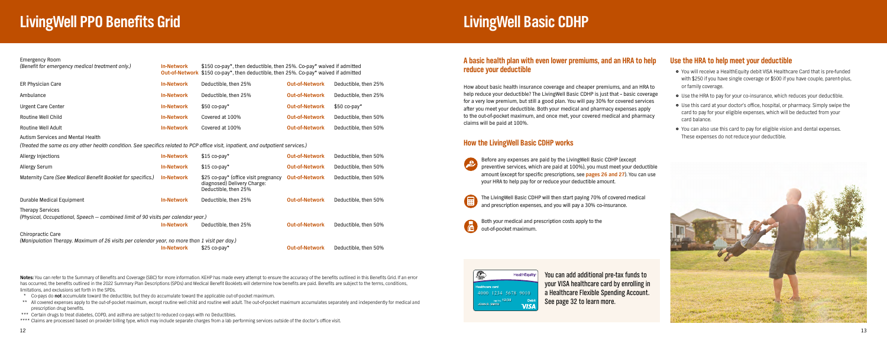# LivingWell PPO Benefits Grid

| | | | | |
|---|---|---|---|---|
| Emergency Room<br>*(Benefit for emergency medical treatment only.)* | **In-Network**<br>**Out-of-Network** | $150 co-pay*, then deductible, then 25%. Co-pay* waived if admitted<br>$150 co-pay*, then deductible, then 25%. Co-pay* waived if admitted | | |
| ER Physician Care | **In-Network** | Deductible, then 25% | **Out-of-Network** | Deductible, then 25% |
| Ambulance | **In-Network** | Deductible, then 25% | **Out-of-Network** | Deductible, then 25% |
| Urgent Care Center | **In-Network** | $50 co-pay* | **Out-of-Network** | $50 co-pay* |
| Routine Well Child | **In-Network** | Covered at 100% | **Out-of-Network** | Deductible, then 50% |
| Routine Well Adult | **In-Network** | Covered at 100% | **Out-of-Network** | Deductible, then 50% |
| Autism Services and Mental Health<br>*(Treated the same as any other health condition. See specifics related to PCP office visit, inpatient, and outpatient services.)* | | | | |
| Allergy Injections | **In-Network** | $15 co-pay* | **Out-of-Network** | Deductible, then 50% |
| Allergy Serum | **In-Network** | $15 co-pay* | **Out-of-Network** | Deductible, then 50% |
| Maternity Care *(See Medical Benefit Booklet for specifics.)* | **In-Network** | $25 co-pay* (office visit pregnancy diagnosed) Delivery Charge: Deductible, then 25% | **Out-of-Network** | Deductible, then 50% |
| Durable Medical Equipment | **In-Network** | Deductible, then 25% | **Out-of-Network** | Deductible, then 50% |
| Therapy Services<br>*(Physical, Occupational, Speech — combined limit of 90 visits per calendar year.)* | **In-Network** | Deductible, then 25% | **Out-of-Network** | Deductible, then 50% |
| Chiropractic Care<br>*(Manipulation Therapy. Maximum of 26 visits per calendar year, no more than 1 visit per day.)* | **In-Network** | $25 co-pay* | **Out-of-Network** | Deductible, then 50% |

**Notes:** You can refer to the Summary of Benefits and Coverage (SBC) for more information. KEHP has made every attempt to ensure the accuracy of the benefits outlined in this Benefits Grid. If an error has occurred, the benefits outlined in the 2022 Summary Plan Descriptions (SPDs) and Medical Benefit Booklets will determine how benefits are paid. Benefits are subject to the terms, conditions, limitations, and exclusions set forth in the SPDs.

\* Co-pays do **not** accumulate toward the deductible, but they do accumulate toward the applicable out-of-pocket maximum.

\*\* All covered expenses apply to the out-of-pocket maximum, except routine well child and routine well adult. The out-of-pocket maximum accumulates separately and independently for medical and prescription drug benefits.

\*\*\* Certain drugs to treat diabetes, COPD, and asthma are subject to reduced co-pays with no Deductibles.

\*\*\*\* Claims are processed based on provider billing type, which may include separate charges from a lab performing services outside of the doctor's office visit.

# LivingWell Basic CDHP

## A basic health plan with even lower premiums, and an HRA to help reduce your deductible

How about basic health insurance coverage and cheaper premiums, and an HRA to help reduce your deductible? The LivingWell Basic CDHP is just that – basic coverage for a very low premium, but still a good plan. You will pay 30% for covered services after you meet your deductible. Both your medical and pharmacy expenses apply to the out-of-pocket maximum, and once met, your covered medical and pharmacy claims will be paid at 100%.

## How the LivingWell Basic CDHP works

Before any expenses are paid by the LivingWell Basic CDHP (except preventive services, which are paid at 100%), you must meet your deductible amount (except for specific prescriptions, see **pages 26 and 27**). You can use your HRA to help pay for or reduce your deductible amount.

The LivingWell Basic CDHP will then start paying 70% of covered medical and prescription expenses, and you will pay a 30% co-insurance.

Both your medical and prescription costs apply to the out-of-pocket maximum.

You can add additional pre-tax funds to your VISA healthcare card by enrolling in a Healthcare Flexible Spending Account. See page 32 to learn more.

## Use the HRA to help meet your deductible

- You will receive a HealthEquity debit VISA Healthcare Card that is pre-funded with $250 if you have single coverage or $500 if you have couple, parent-plus, or family coverage.
- Use the HRA to pay for your co-insurance, which reduces your deductible.
- Use this card at your doctor's office, hospital, or pharmacy. Simply swipe the card to pay for your eligible expenses, which will be deducted from your card balance.
- You can also use this card to pay for eligible vision and dental expenses. These expenses do not reduce your deductible.